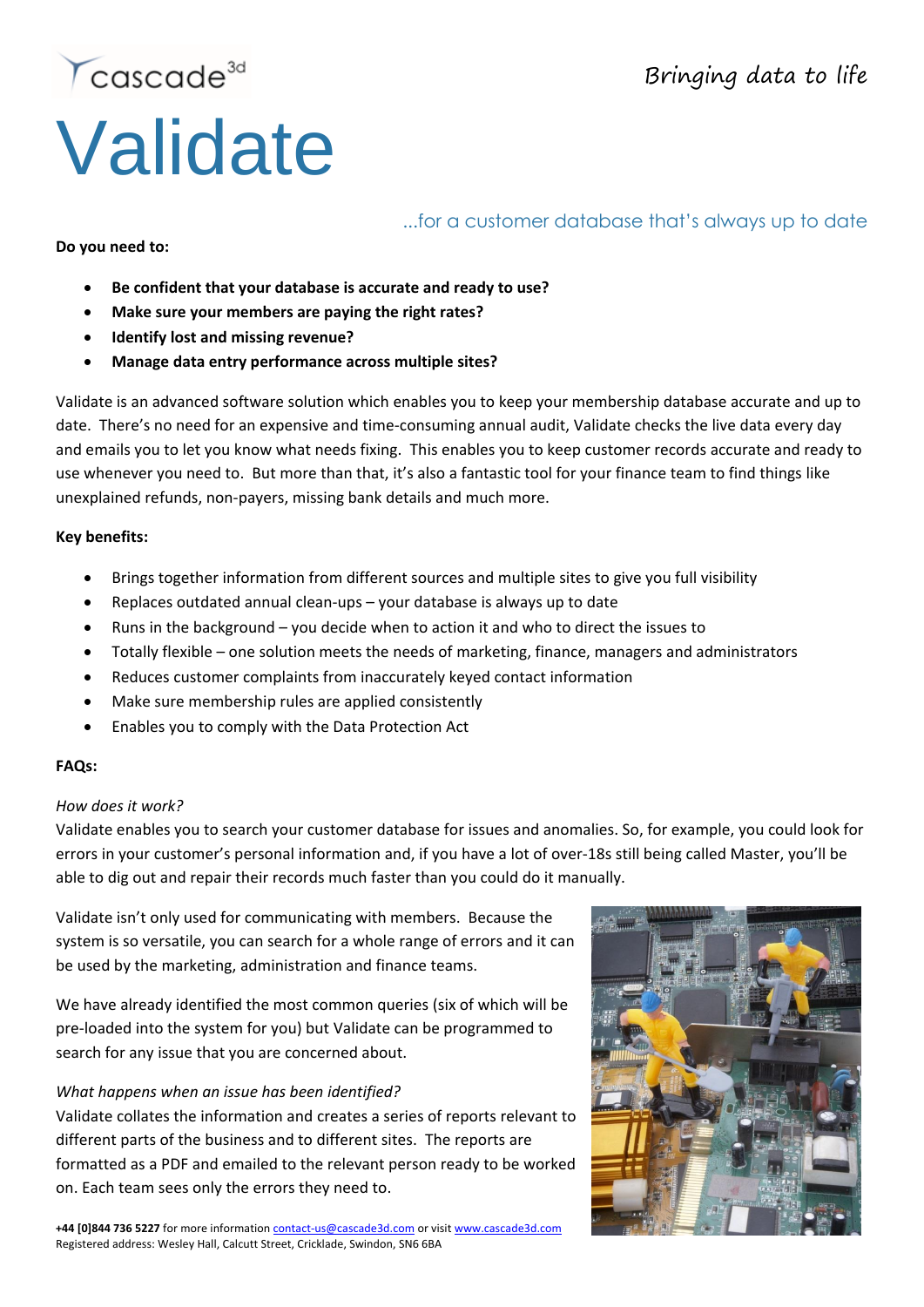cascade[3d]

*Bringing data to life*

# Validate

...for a customer database that's always up to date

**Do you need to:**

- **Be confident that your database is accurate and ready to use?**
- **Make sure your members are paying the right rates?**
- **Identify lost and missing revenue?**
- **Manage data entry performance across multiple sites?**

Validate is an advanced software solution which enables you to keep your membership database accurate and up to date. There's no need for an expensive and time-consuming annual audit, Validate checks the live data every day and emails you to let you know what needs fixing. This enables you to keep customer records accurate and ready to use whenever you need to. But more than that, it's also a fantastic tool for your finance team to find things like unexplained refunds, non-payers, missing bank details and much more.

**Key benefits:**

- Brings together information from different sources and multiple sites to give you full visibility
- Replaces outdated annual clean-ups – your database is always up to date
- Runs in the background – you decide when to action it and who to direct the issues to
- Totally flexible – one solution meets the needs of marketing, finance, managers and administrators
- Reduces customer complaints from inaccurately keyed contact information
- Make sure membership rules are applied consistently
- Enables you to comply with the Data Protection Act

**FAQs:**

*How does it work?*

Validate enables you to search your customer database for issues and anomalies. So, for example, you could look for errors in your customer's personal information and, if you have a lot of over-18s still being called Master, you'll be able to dig out and repair their records much faster than you could do it manually.

Validate isn't only used for communicating with members. Because the system is so versatile, you can search for a whole range of errors and it can be used by the marketing, administration and finance teams.

We have already identified the most common queries (six of which will be pre-loaded into the system for you) but Validate can be programmed to search for any issue that you are concerned about.

*What happens when an issue has been identified?*

Validate collates the information and creates a series of reports relevant to different parts of the business and to different sites. The reports are formatted as a PDF and emailed to the relevant person ready to be worked on. Each team sees only the errors they need to.

**+44 [0]844 736 5227** for more information contact-us@cascade3d.com or visit www.cascade3d.com

Registered address: Wesley Hall, Calcutt Street, Cricklade, Swindon, SN6 6BA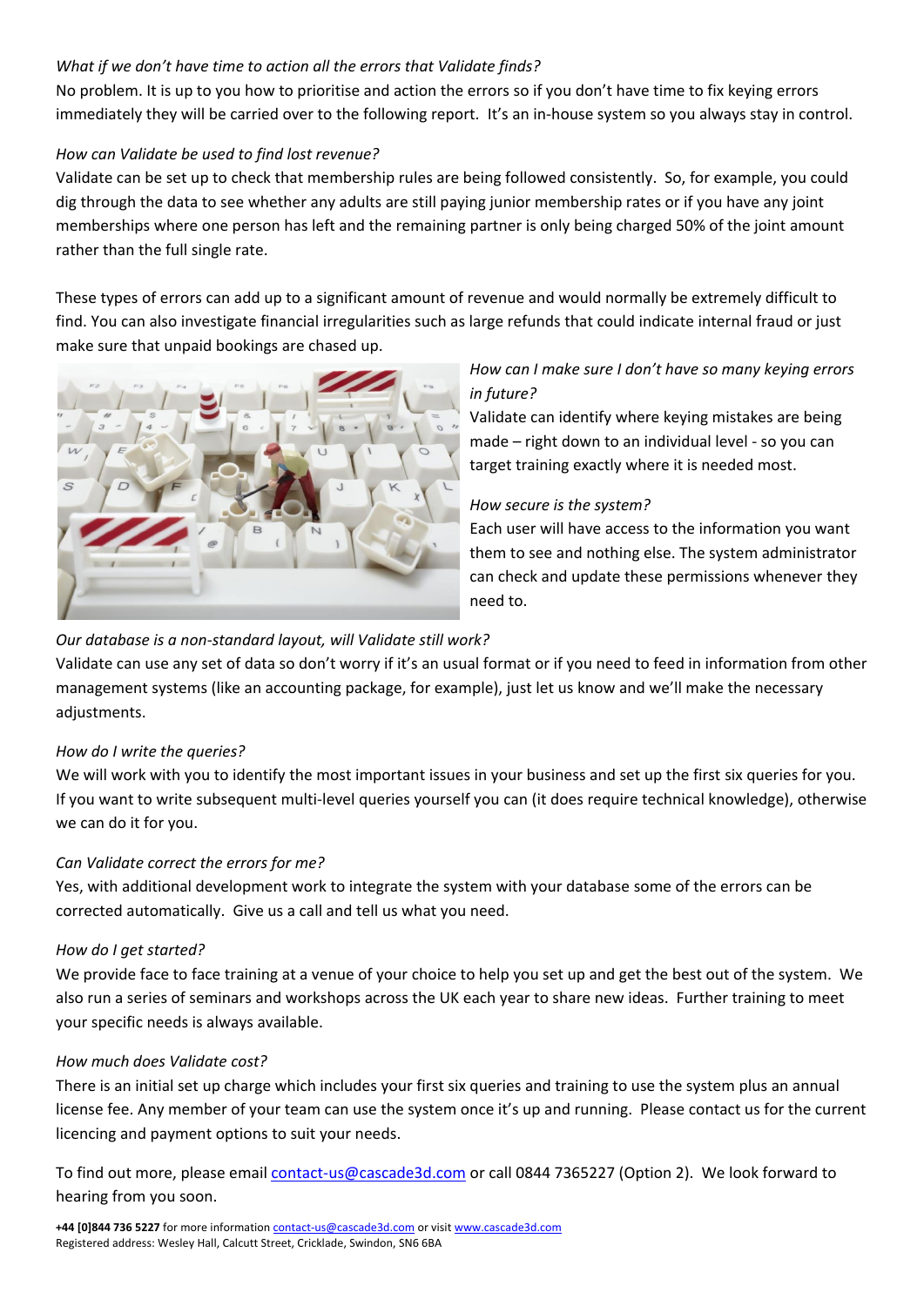*What if we don't have time to action all the errors that Validate finds?*

No problem. It is up to you how to prioritise and action the errors so if you don't have time to fix keying errors immediately they will be carried over to the following report. It's an in-house system so you always stay in control.

*How can Validate be used to find lost revenue?*

Validate can be set up to check that membership rules are being followed consistently. So, for example, you could dig through the data to see whether any adults are still paying junior membership rates or if you have any joint memberships where one person has left and the remaining partner is only being charged 50% of the joint amount rather than the full single rate.

These types of errors can add up to a significant amount of revenue and would normally be extremely difficult to find. You can also investigate financial irregularities such as large refunds that could indicate internal fraud or just make sure that unpaid bookings are chased up.

*How can I make sure I don't have so many keying errors in future?*

Validate can identify where keying mistakes are being made – right down to an individual level - so you can target training exactly where it is needed most.

*How secure is the system?*

Each user will have access to the information you want them to see and nothing else. The system administrator can check and update these permissions whenever they need to.

*Our database is a non-standard layout, will Validate still work?*

Validate can use any set of data so don't worry if it's an usual format or if you need to feed in information from other management systems (like an accounting package, for example), just let us know and we'll make the necessary adjustments.

*How do I write the queries?*

We will work with you to identify the most important issues in your business and set up the first six queries for you. If you want to write subsequent multi-level queries yourself you can (it does require technical knowledge), otherwise we can do it for you.

*Can Validate correct the errors for me?*

Yes, with additional development work to integrate the system with your database some of the errors can be corrected automatically. Give us a call and tell us what you need.

*How do I get started?*

We provide face to face training at a venue of your choice to help you set up and get the best out of the system. We also run a series of seminars and workshops across the UK each year to share new ideas. Further training to meet your specific needs is always available.

*How much does Validate cost?*

There is an initial set up charge which includes your first six queries and training to use the system plus an annual license fee. Any member of your team can use the system once it's up and running. Please contact us for the current licencing and payment options to suit your needs.

To find out more, please email contact-us@cascade3d.com or call 0844 7365227 (Option 2). We look forward to hearing from you soon.

**+44 [0]844 736 5227** for more information contact-us@cascade3d.com or visit www.cascade3d.com
Registered address: Wesley Hall, Calcutt Street, Cricklade, Swindon, SN6 6BA